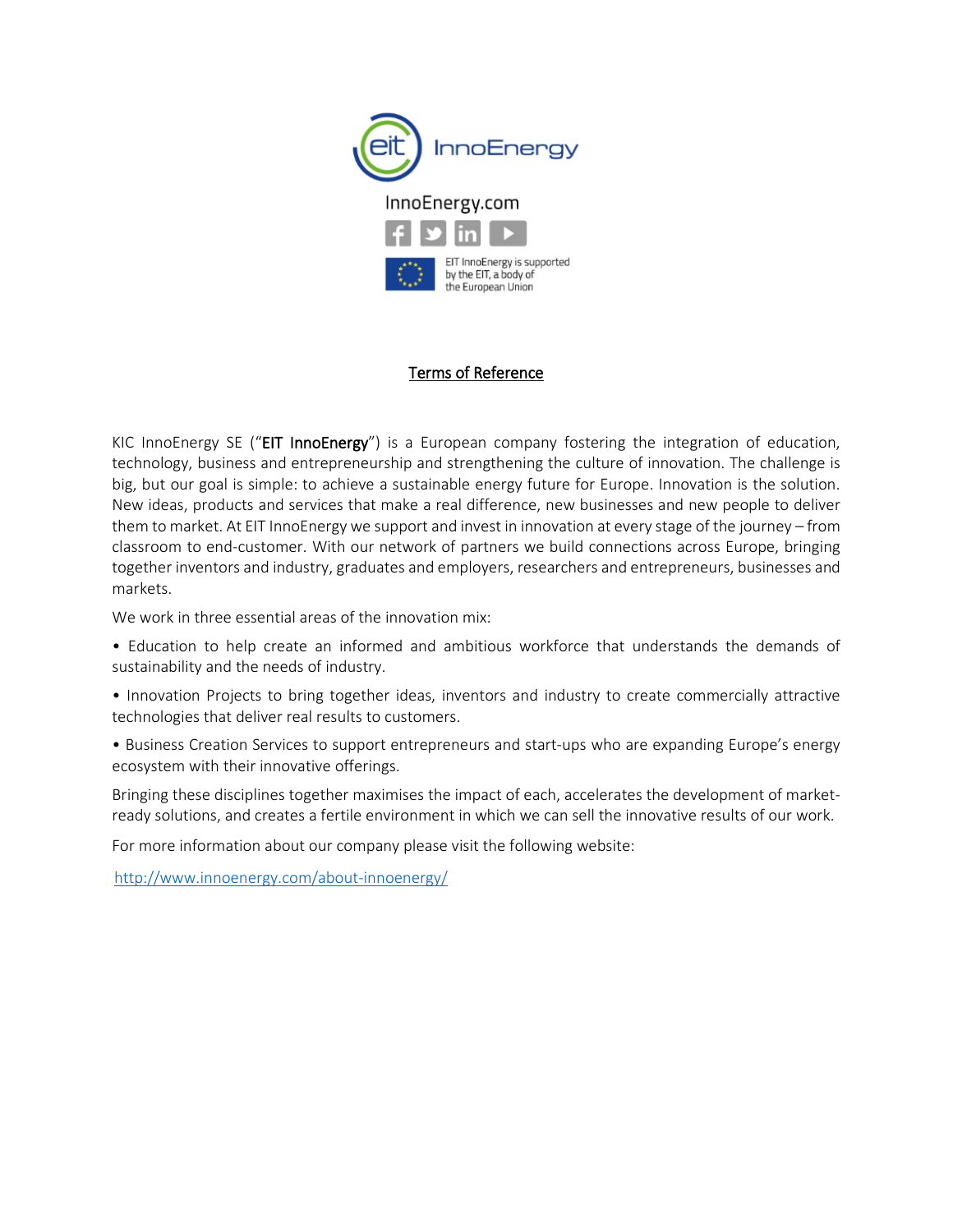InnoEnergy.com

EIT InnoEnergy is supported by the EIT, a body of the European Union

# Terms of Reference

KIC InnoEnergy SE ("**EIT InnoEnergy**") is a European company fostering the integration of education, technology, business and entrepreneurship and strengthening the culture of innovation. The challenge is big, but our goal is simple: to achieve a sustainable energy future for Europe. Innovation is the solution. New ideas, products and services that make a real difference, new businesses and new people to deliver them to market. At EIT InnoEnergy we support and invest in innovation at every stage of the journey – from classroom to end-customer. With our network of partners we build connections across Europe, bringing together inventors and industry, graduates and employers, researchers and entrepreneurs, businesses and markets.

We work in three essential areas of the innovation mix:

- Education to help create an informed and ambitious workforce that understands the demands of sustainability and the needs of industry.
- Innovation Projects to bring together ideas, inventors and industry to create commercially attractive technologies that deliver real results to customers.
- Business Creation Services to support entrepreneurs and start-ups who are expanding Europe's energy ecosystem with their innovative offerings.

Bringing these disciplines together maximises the impact of each, accelerates the development of market-ready solutions, and creates a fertile environment in which we can sell the innovative results of our work.

For more information about our company please visit the following website:

http://www.innoenergy.com/about-innoenergy/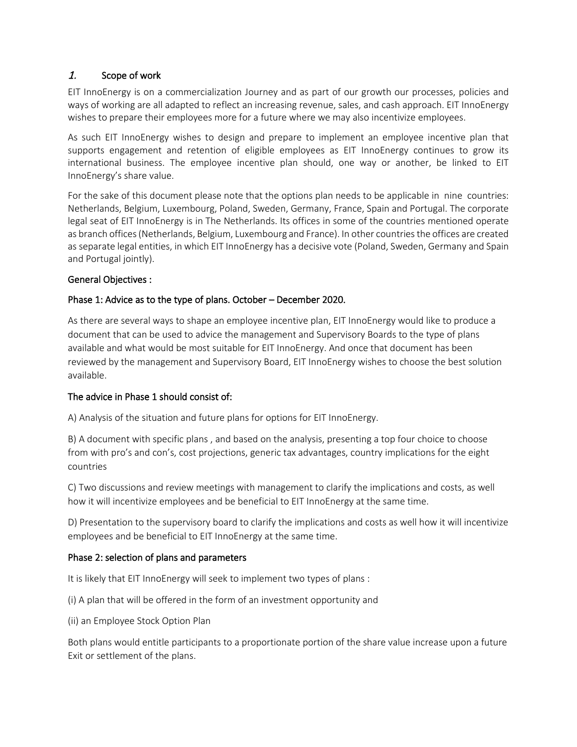## 1. Scope of work

EIT InnoEnergy is on a commercialization Journey and as part of our growth our processes, policies and ways of working are all adapted to reflect an increasing revenue, sales, and cash approach. EIT InnoEnergy wishes to prepare their employees more for a future where we may also incentivize employees.

As such EIT InnoEnergy wishes to design and prepare to implement an employee incentive plan that supports engagement and retention of eligible employees as EIT InnoEnergy continues to grow its international business. The employee incentive plan should, one way or another, be linked to EIT InnoEnergy's share value.

For the sake of this document please note that the options plan needs to be applicable in nine countries: Netherlands, Belgium, Luxembourg, Poland, Sweden, Germany, France, Spain and Portugal. The corporate legal seat of EIT InnoEnergy is in The Netherlands. Its offices in some of the countries mentioned operate as branch offices (Netherlands, Belgium, Luxembourg and France). In other countries the offices are created as separate legal entities, in which EIT InnoEnergy has a decisive vote (Poland, Sweden, Germany and Spain and Portugal jointly).

### General Objectives :

### Phase 1: Advice as to the type of plans. October – December 2020.

As there are several ways to shape an employee incentive plan, EIT InnoEnergy would like to produce a document that can be used to advice the management and Supervisory Boards to the type of plans available and what would be most suitable for EIT InnoEnergy. And once that document has been reviewed by the management and Supervisory Board, EIT InnoEnergy wishes to choose the best solution available.

### The advice in Phase 1 should consist of:

A) Analysis of the situation and future plans for options for EIT InnoEnergy.

B) A document with specific plans , and based on the analysis, presenting a top four choice to choose from with pro's and con's, cost projections, generic tax advantages, country implications for the eight countries

C) Two discussions and review meetings with management to clarify the implications and costs, as well how it will incentivize employees and be beneficial to EIT InnoEnergy at the same time.

D) Presentation to the supervisory board to clarify the implications and costs as well how it will incentivize employees and be beneficial to EIT InnoEnergy at the same time.

### Phase 2: selection of plans and parameters

It is likely that EIT InnoEnergy will seek to implement two types of plans :

(i) A plan that will be offered in the form of an investment opportunity and

(ii) an Employee Stock Option Plan

Both plans would entitle participants to a proportionate portion of the share value increase upon a future Exit or settlement of the plans.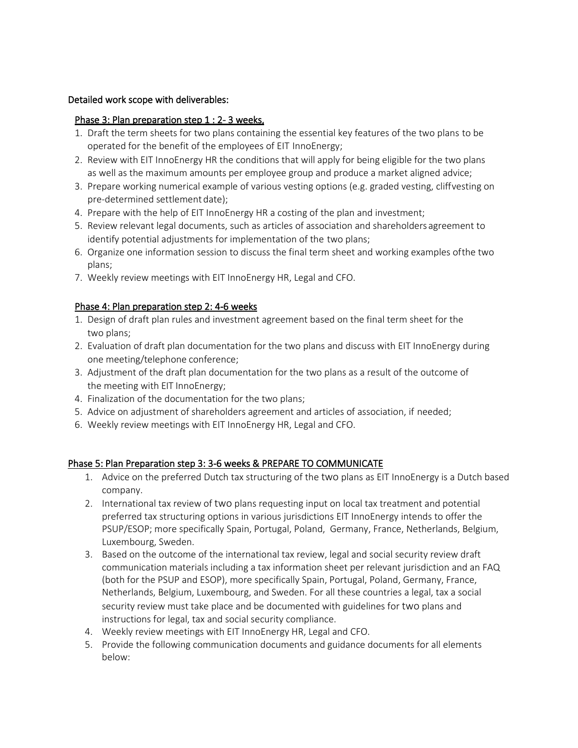**Detailed work scope with deliverables:**

**Phase 3: Plan preparation step 1 : 2- 3 weeks,**

1. Draft the term sheets for two plans containing the essential key features of the two plans to be operated for the benefit of the employees of EIT InnoEnergy;
2. Review with EIT InnoEnergy HR the conditions that will apply for being eligible for the two plans as well as the maximum amounts per employee group and produce a market aligned advice;
3. Prepare working numerical example of various vesting options (e.g. graded vesting, cliffvesting on pre-determined settlement date);
4. Prepare with the help of EIT InnoEnergy HR a costing of the plan and investment;
5. Review relevant legal documents, such as articles of association and shareholders agreement to identify potential adjustments for implementation of the two plans;
6. Organize one information session to discuss the final term sheet and working examples ofthe two plans;
7. Weekly review meetings with EIT InnoEnergy HR, Legal and CFO.

**Phase 4: Plan preparation step 2: 4-6 weeks**

1. Design of draft plan rules and investment agreement based on the final term sheet for the two plans;
2. Evaluation of draft plan documentation for the two plans and discuss with EIT InnoEnergy during one meeting/telephone conference;
3. Adjustment of the draft plan documentation for the two plans as a result of the outcome of the meeting with EIT InnoEnergy;
4. Finalization of the documentation for the two plans;
5. Advice on adjustment of shareholders agreement and articles of association, if needed;
6. Weekly review meetings with EIT InnoEnergy HR, Legal and CFO.

**Phase 5: Plan Preparation step 3: 3-6 weeks & PREPARE TO COMMUNICATE**

1. Advice on the preferred Dutch tax structuring of the two plans as EIT InnoEnergy is a Dutch based company.
2. International tax review of two plans requesting input on local tax treatment and potential preferred tax structuring options in various jurisdictions EIT InnoEnergy intends to offer the PSUP/ESOP; more specifically Spain, Portugal, Poland, Germany, France, Netherlands, Belgium, Luxembourg, Sweden.
3. Based on the outcome of the international tax review, legal and social security review draft communication materials including a tax information sheet per relevant jurisdiction and an FAQ (both for the PSUP and ESOP), more specifically Spain, Portugal, Poland, Germany, France, Netherlands, Belgium, Luxembourg, and Sweden. For all these countries a legal, tax a social security review must take place and be documented with guidelines for two plans and instructions for legal, tax and social security compliance.
4. Weekly review meetings with EIT InnoEnergy HR, Legal and CFO.
5. Provide the following communication documents and guidance documents for all elements below: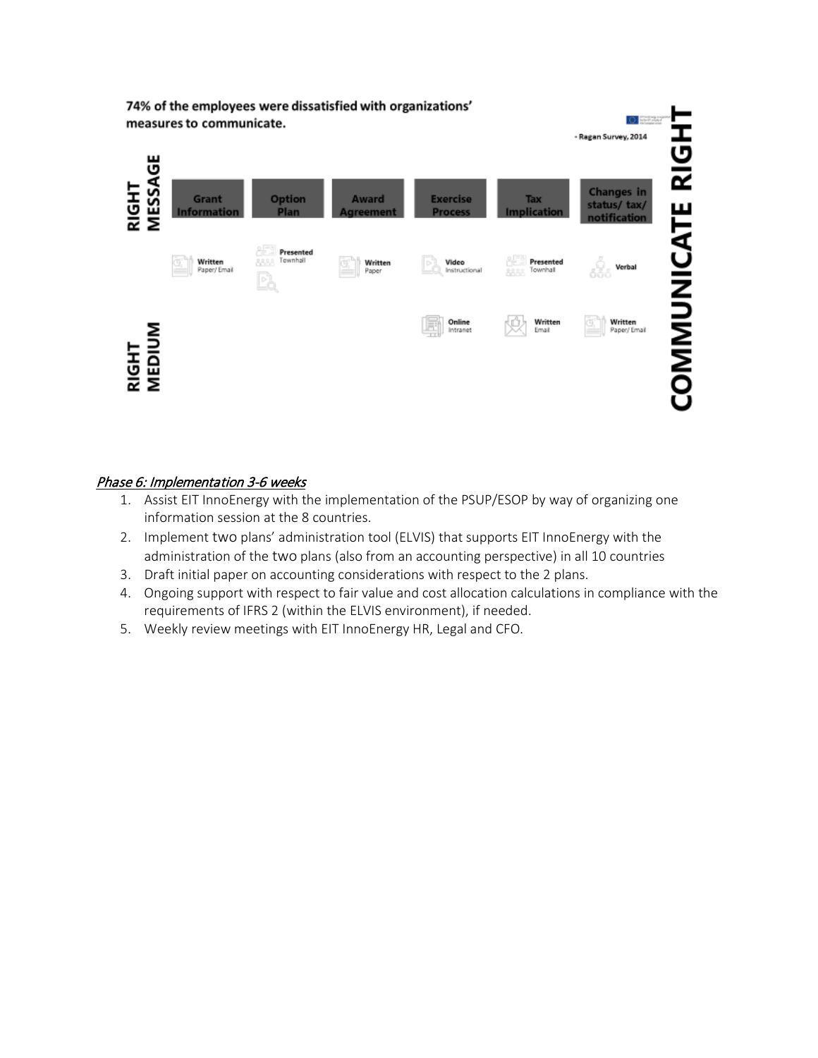74% of the employees were dissatisfied with organizations' measures to communicate.

- Ragan Survey, 2014

COMMUNICATE RIGHT

RIGHT MESSAGE

Grant Information
Option Plan
Award Agreement
Exercise Process
Tax Implication
Changes in status/ tax/ notification

Written Paper/ Email
Presented Townhall
Written Paper
Video Instructional
Presented Townhall
Verbal

Online Intranet
Written Email
Written Paper/ Email

RIGHT MEDIUM

*Phase 6: Implementation 3-6 weeks*

1. Assist EIT InnoEnergy with the implementation of the PSUP/ESOP by way of organizing one information session at the 8 countries.
2. Implement two plans' administration tool (ELVIS) that supports EIT InnoEnergy with the administration of the two plans (also from an accounting perspective) in all 10 countries
3. Draft initial paper on accounting considerations with respect to the 2 plans.
4. Ongoing support with respect to fair value and cost allocation calculations in compliance with the requirements of IFRS 2 (within the ELVIS environment), if needed.
5. Weekly review meetings with EIT InnoEnergy HR, Legal and CFO.